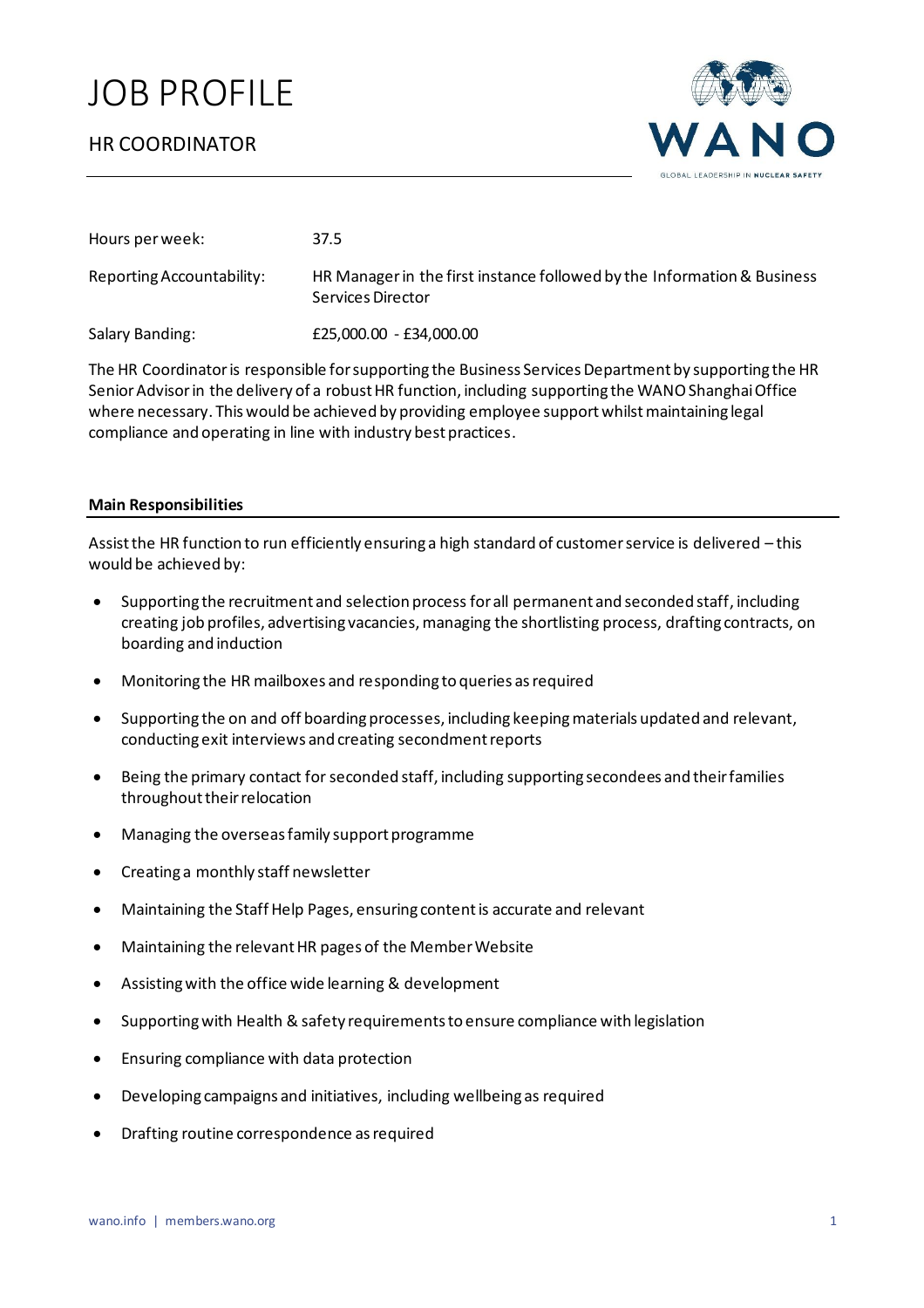# JOB PROFILE

## HR COORDINATOR

| | |
|---|---|
| Hours per week: | 37.5 |
| Reporting Accountability: | HR Manager in the first instance followed by the Information & Business Services Director |
| Salary Banding: | £25,000.00 - £34,000.00 |

The HR Coordinator is responsible for supporting the Business Services Department by supporting the HR Senior Advisor in the delivery of a robust HR function, including supporting the WANO Shanghai Office where necessary. This would be achieved by providing employee support whilst maintaining legal compliance and operating in line with industry best practices.

**Main Responsibilities**

Assist the HR function to run efficiently ensuring a high standard of customer service is delivered – this would be achieved by:

- Supporting the recruitment and selection process for all permanent and seconded staff, including creating job profiles, advertising vacancies, managing the shortlisting process, drafting contracts, on boarding and induction
- Monitoring the HR mailboxes and responding to queries as required
- Supporting the on and off boarding processes, including keeping materials updated and relevant, conducting exit interviews and creating secondment reports
- Being the primary contact for seconded staff, including supporting secondees and their families throughout their relocation
- Managing the overseas family support programme
- Creating a monthly staff newsletter
- Maintaining the Staff Help Pages, ensuring content is accurate and relevant
- Maintaining the relevant HR pages of the Member Website
- Assisting with the office wide learning & development
- Supporting with Health & safety requirements to ensure compliance with legislation
- Ensuring compliance with data protection
- Developing campaigns and initiatives, including wellbeing as required
- Drafting routine correspondence as required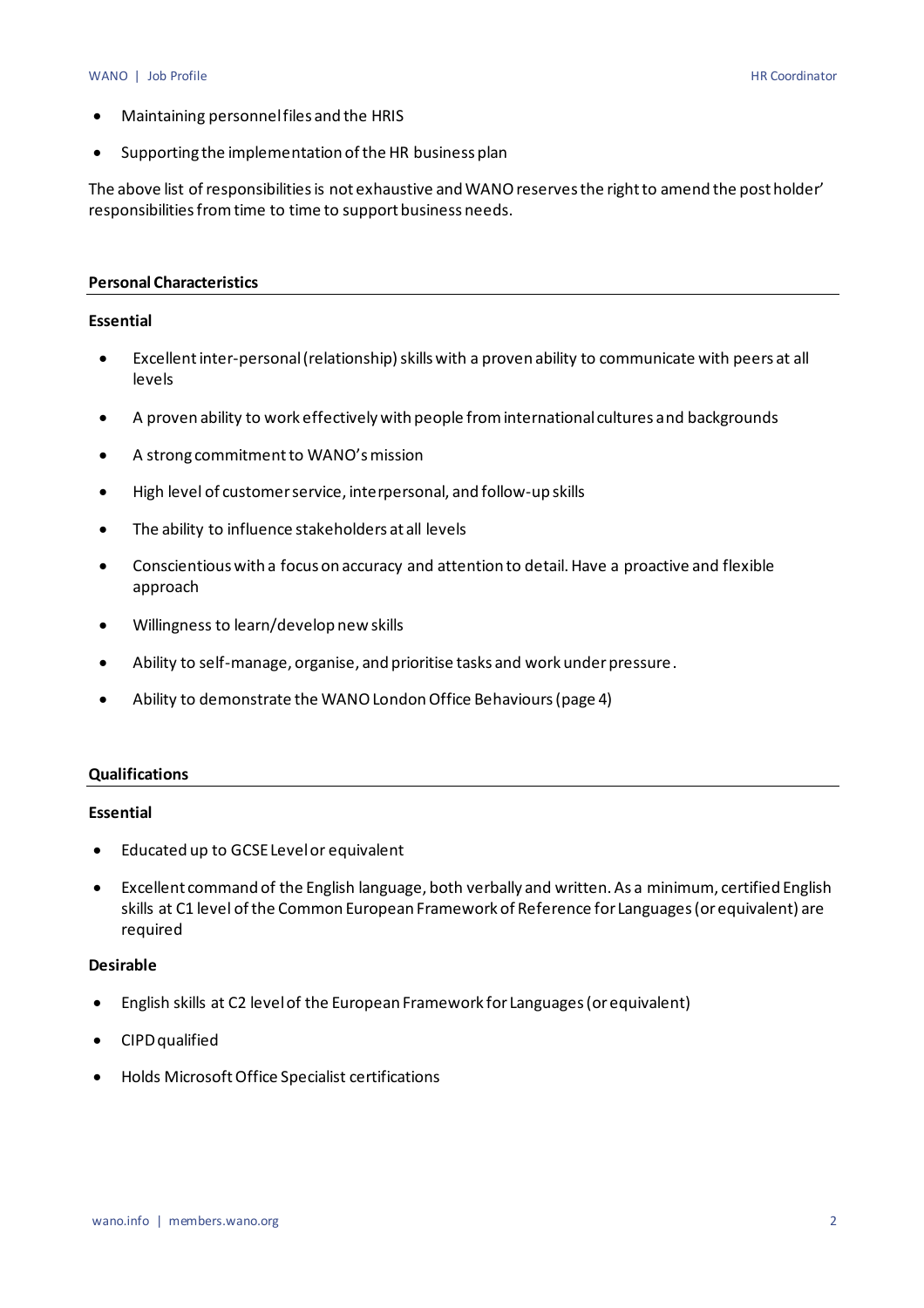- Maintaining personnel files and the HRIS
- Supporting the implementation of the HR business plan

The above list of responsibilities is not exhaustive and WANO reserves the right to amend the post holder' responsibilities from time to time to support business needs.

## Personal Characteristics

### Essential

- Excellent inter-personal (relationship) skills with a proven ability to communicate with peers at all levels
- A proven ability to work effectively with people from international cultures and backgrounds
- A strong commitment to WANO's mission
- High level of customer service, interpersonal, and follow-up skills
- The ability to influence stakeholders at all levels
- Conscientious with a focus on accuracy and attention to detail. Have a proactive and flexible approach
- Willingness to learn/develop new skills
- Ability to self-manage, organise, and prioritise tasks and work under pressure.
- Ability to demonstrate the WANO London Office Behaviours (page 4)

## Qualifications

### Essential

- Educated up to GCSE Level or equivalent
- Excellent command of the English language, both verbally and written. As a minimum, certified English skills at C1 level of the Common European Framework of Reference for Languages (or equivalent) are required

### Desirable

- English skills at C2 level of the European Framework for Languages (or equivalent)
- CIPD qualified
- Holds Microsoft Office Specialist certifications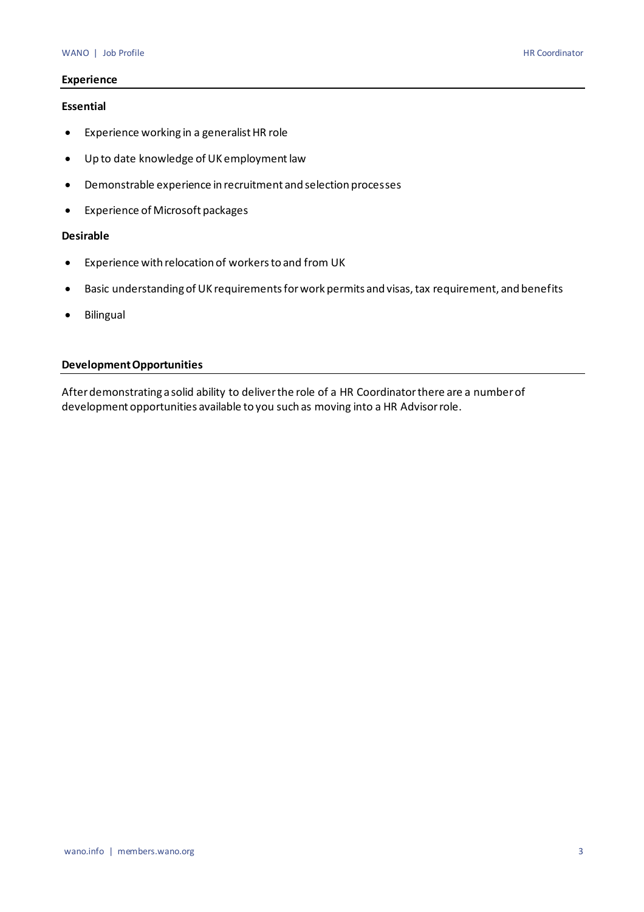## Experience

### Essential

- Experience working in a generalist HR role
- Up to date knowledge of UK employment law
- Demonstrable experience in recruitment and selection processes
- Experience of Microsoft packages

### Desirable

- Experience with relocation of workers to and from UK
- Basic understanding of UK requirements for work permits and visas, tax requirement, and benefits
- Bilingual

## Development Opportunities

After demonstrating a solid ability to deliver the role of a HR Coordinator there are a number of development opportunities available to you such as moving into a HR Advisor role.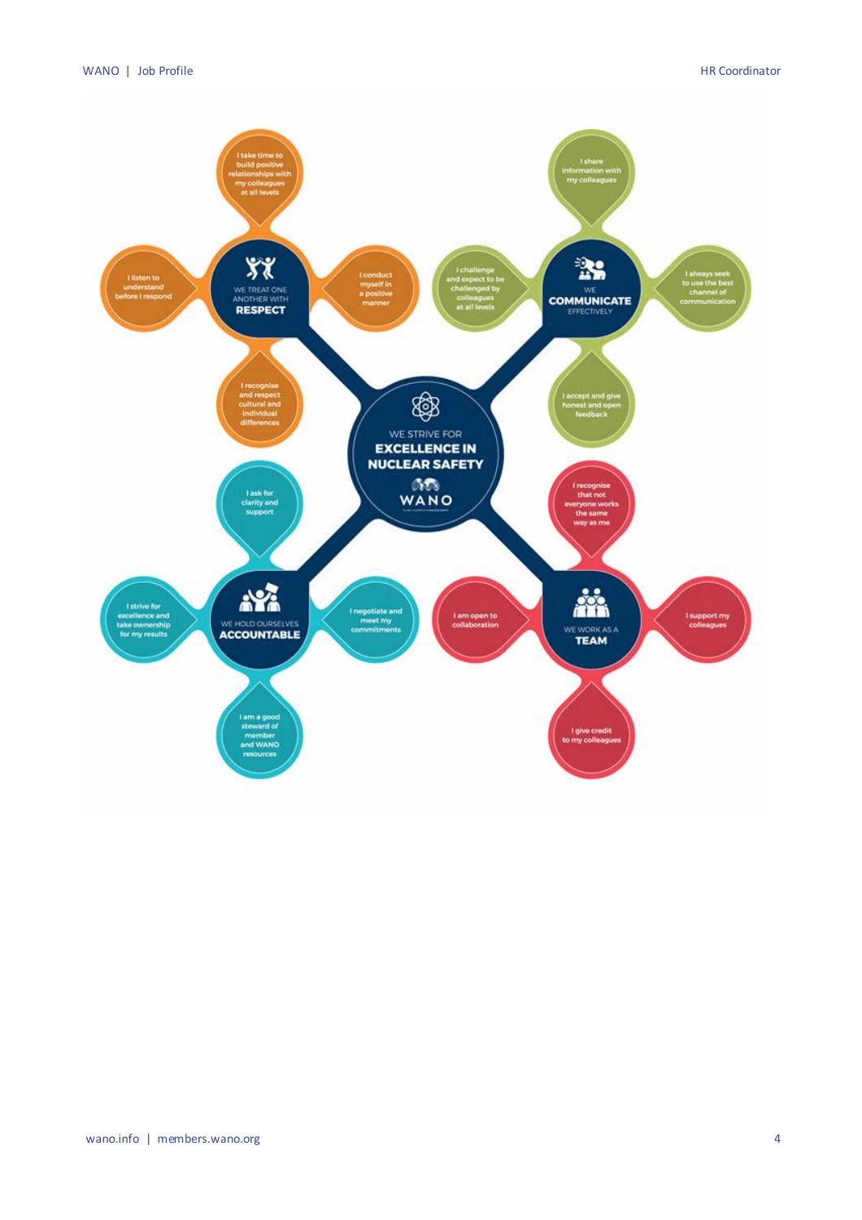WE STRIVE FOR
**EXCELLENCE IN NUCLEAR SAFETY**

WANO

WE TREAT ONE ANOTHER WITH
**RESPECT**

I take time to build positive relationships with my colleagues at all levels

I listen to understand before I respond

I conduct myself in a positive manner

I recognise and respect cultural and individual differences

WE
**COMMUNICATE**
EFFECTIVELY

I share information with my colleagues

I challenge and expect to be challenged by colleagues at all levels

I always seek to use the best channel of communication

I accept and give honest and open feedback

WE HOLD OURSELVES
**ACCOUNTABLE**

I ask for clarity and support

I strive for excellence and take ownership for my results

I negotiate and meet my commitments

I am a good steward of member and WANO resources

WE WORK AS A
**TEAM**

I recognise that not everyone works the same way as me

I am open to collaboration

I support my colleagues

I give credit to my colleagues